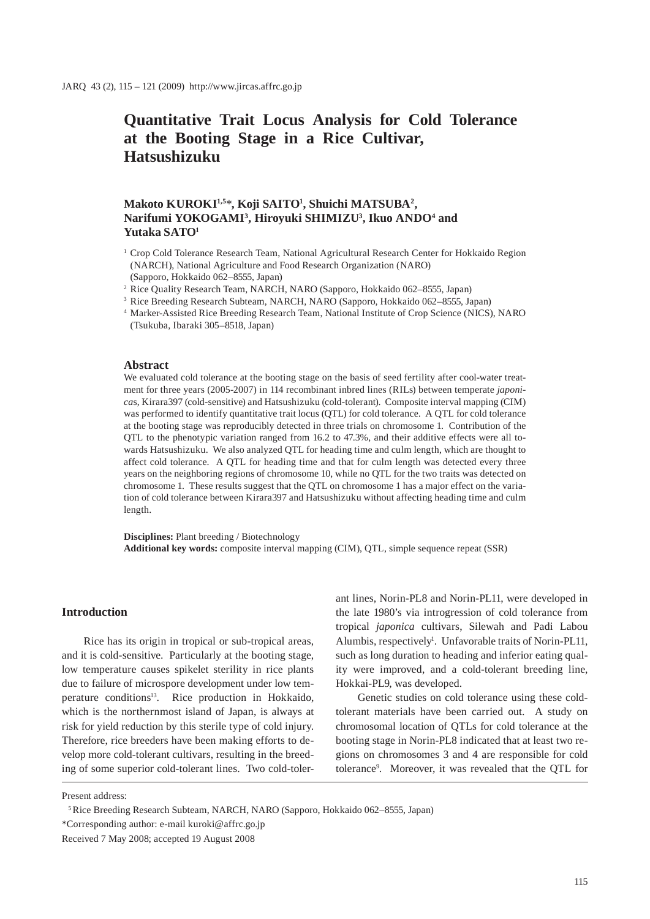# Quantitative Trait Locus Analysis for Cold Tolerance at the Booting Stage in a Rice Cultivar, Hatsushizuku

**Makoto KUROKI[1,5]*, Koji SAITO[1], Shuichi MATSUBA[2], Narifumi YOKOGAMI[3], Hiroyuki SHIMIZU[3], Ikuo ANDO[4] and Yutaka SATO[1]**

[1] Crop Cold Tolerance Research Team, National Agricultural Research Center for Hokkaido Region (NARCH), National Agriculture and Food Research Organization (NARO) (Sapporo, Hokkaido 062–8555, Japan)

[2] Rice Quality Research Team, NARCH, NARO (Sapporo, Hokkaido 062–8555, Japan)

[3] Rice Breeding Research Subteam, NARCH, NARO (Sapporo, Hokkaido 062–8555, Japan)

[4] Marker-Assisted Rice Breeding Research Team, National Institute of Crop Science (NICS), NARO (Tsukuba, Ibaraki 305–8518, Japan)

## Abstract

We evaluated cold tolerance at the booting stage on the basis of seed fertility after cool-water treatment for three years (2005-2007) in 114 recombinant inbred lines (RILs) between temperate *japonica*s, Kirara397 (cold-sensitive) and Hatsushizuku (cold-tolerant). Composite interval mapping (CIM) was performed to identify quantitative trait locus (QTL) for cold tolerance. A QTL for cold tolerance at the booting stage was reproducibly detected in three trials on chromosome 1. Contribution of the QTL to the phenotypic variation ranged from 16.2 to 47.3%, and their additive effects were all towards Hatsushizuku. We also analyzed QTL for heading time and culm length, which are thought to affect cold tolerance. A QTL for heading time and that for culm length was detected every three years on the neighboring regions of chromosome 10, while no QTL for the two traits was detected on chromosome 1. These results suggest that the QTL on chromosome 1 has a major effect on the variation of cold tolerance between Kirara397 and Hatsushizuku without affecting heading time and culm length.

**Disciplines:** Plant breeding / Biotechnology
**Additional key words:** composite interval mapping (CIM), QTL, simple sequence repeat (SSR)

## Introduction

Rice has its origin in tropical or sub-tropical areas, and it is cold-sensitive. Particularly at the booting stage, low temperature causes spikelet sterility in rice plants due to failure of microspore development under low temperature conditions[13]. Rice production in Hokkaido, which is the northernmost island of Japan, is always at risk for yield reduction by this sterile type of cold injury. Therefore, rice breeders have been making efforts to develop more cold-tolerant cultivars, resulting in the breeding of some superior cold-tolerant lines. Two cold-tolerant lines, Norin-PL8 and Norin-PL11, were developed in the late 1980's via introgression of cold tolerance from tropical *japonica* cultivars, Silewah and Padi Labou Alumbis, respectively[1]. Unfavorable traits of Norin-PL11, such as long duration to heading and inferior eating quality were improved, and a cold-tolerant breeding line, Hokkai-PL9, was developed.

Genetic studies on cold tolerance using these cold-tolerant materials have been carried out. A study on chromosomal location of QTLs for cold tolerance at the booting stage in Norin-PL8 indicated that at least two regions on chromosomes 3 and 4 are responsible for cold tolerance[9]. Moreover, it was revealed that the QTL for

Present address:

[5] Rice Breeding Research Subteam, NARCH, NARO (Sapporo, Hokkaido 062–8555, Japan)

*Corresponding author: e-mail kuroki@affrc.go.jp

Received 7 May 2008; accepted 19 August 2008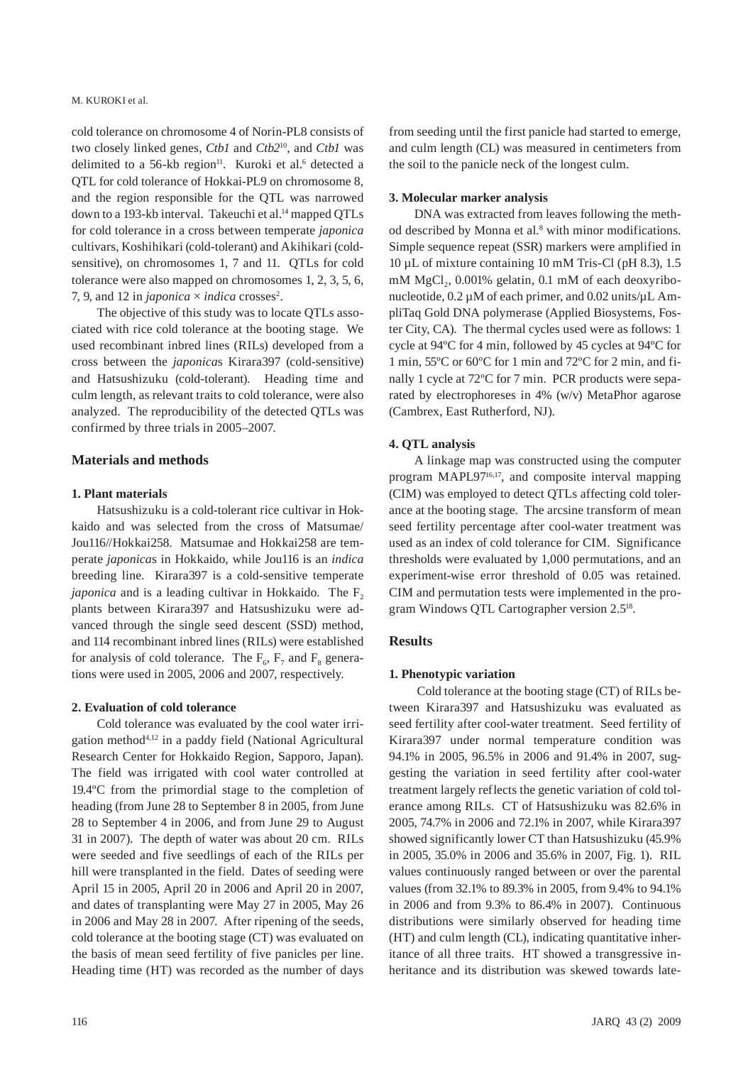cold tolerance on chromosome 4 of Norin-PL8 consists of two closely linked genes, *Ctb1* and *Ctb2*[10], and *Ctb1* was delimited to a 56-kb region[11]. Kuroki et al.[6] detected a QTL for cold tolerance of Hokkai-PL9 on chromosome 8, and the region responsible for the QTL was narrowed down to a 193-kb interval. Takeuchi et al.[14] mapped QTLs for cold tolerance in a cross between temperate *japonica* cultivars, Koshihikari (cold-tolerant) and Akihikari (cold-sensitive), on chromosomes 1, 7 and 11. QTLs for cold tolerance were also mapped on chromosomes 1, 2, 3, 5, 6, 7, 9, and 12 in *japonica* × *indica* crosses[2].

The objective of this study was to locate QTLs associated with rice cold tolerance at the booting stage. We used recombinant inbred lines (RILs) developed from a cross between the *japonica*s Kirara397 (cold-sensitive) and Hatsushizuku (cold-tolerant). Heading time and culm length, as relevant traits to cold tolerance, were also analyzed. The reproducibility of the detected QTLs was confirmed by three trials in 2005–2007.

## Materials and methods

### 1. Plant materials

Hatsushizuku is a cold-tolerant rice cultivar in Hokkaido and was selected from the cross of Matsumae/Jou116//Hokkai258. Matsumae and Hokkai258 are temperate *japonica*s in Hokkaido, while Jou116 is an *indica* breeding line. Kirara397 is a cold-sensitive temperate *japonica* and is a leading cultivar in Hokkaido. The $F_2$ plants between Kirara397 and Hatsushizuku were advanced through the single seed descent (SSD) method, and 114 recombinant inbred lines (RILs) were established for analysis of cold tolerance. The $F_6$, $F_7$ and $F_8$ generations were used in 2005, 2006 and 2007, respectively.

### 2. Evaluation of cold tolerance

Cold tolerance was evaluated by the cool water irrigation method[4,12] in a paddy field (National Agricultural Research Center for Hokkaido Region, Sapporo, Japan). The field was irrigated with cool water controlled at 19.4ºC from the primordial stage to the completion of heading (from June 28 to September 8 in 2005, from June 28 to September 4 in 2006, and from June 29 to August 31 in 2007). The depth of water was about 20 cm. RILs were seeded and five seedlings of each of the RILs per hill were transplanted in the field. Dates of seeding were April 15 in 2005, April 20 in 2006 and April 20 in 2007, and dates of transplanting were May 27 in 2005, May 26 in 2006 and May 28 in 2007. After ripening of the seeds, cold tolerance at the booting stage (CT) was evaluated on the basis of mean seed fertility of five panicles per line. Heading time (HT) was recorded as the number of days from seeding until the first panicle had started to emerge, and culm length (CL) was measured in centimeters from the soil to the panicle neck of the longest culm.

### 3. Molecular marker analysis

DNA was extracted from leaves following the method described by Monna et al.[8] with minor modifications. Simple sequence repeat (SSR) markers were amplified in 10 µL of mixture containing 10 mM Tris-Cl (pH 8.3), 1.5 mM $MgCl_2$, 0.001% gelatin, 0.1 mM of each deoxyribonucleotide, 0.2 µM of each primer, and 0.02 units/µL AmpliTaq Gold DNA polymerase (Applied Biosystems, Foster City, CA). The thermal cycles used were as follows: 1 cycle at 94ºC for 4 min, followed by 45 cycles at 94ºC for 1 min, 55ºC or 60ºC for 1 min and 72ºC for 2 min, and finally 1 cycle at 72ºC for 7 min. PCR products were separated by electrophoreses in 4% (w/v) MetaPhor agarose (Cambrex, East Rutherford, NJ).

### 4. QTL analysis

A linkage map was constructed using the computer program MAPL97[16,17], and composite interval mapping (CIM) was employed to detect QTLs affecting cold tolerance at the booting stage. The arcsine transform of mean seed fertility percentage after cool-water treatment was used as an index of cold tolerance for CIM. Significance thresholds were evaluated by 1,000 permutations, and an experiment-wise error threshold of 0.05 was retained. CIM and permutation tests were implemented in the program Windows QTL Cartographer version 2.5[18].

## Results

### 1. Phenotypic variation

Cold tolerance at the booting stage (CT) of RILs between Kirara397 and Hatsushizuku was evaluated as seed fertility after cool-water treatment. Seed fertility of Kirara397 under normal temperature condition was 94.1% in 2005, 96.5% in 2006 and 91.4% in 2007, suggesting the variation in seed fertility after cool-water treatment largely reflects the genetic variation of cold tolerance among RILs. CT of Hatsushizuku was 82.6% in 2005, 74.7% in 2006 and 72.1% in 2007, while Kirara397 showed significantly lower CT than Hatsushizuku (45.9% in 2005, 35.0% in 2006 and 35.6% in 2007, Fig. 1). RIL values continuously ranged between or over the parental values (from 32.1% to 89.3% in 2005, from 9.4% to 94.1% in 2006 and from 9.3% to 86.4% in 2007). Continuous distributions were similarly observed for heading time (HT) and culm length (CL), indicating quantitative inheritance of all three traits. HT showed a transgressive inheritance and its distribution was skewed towards late-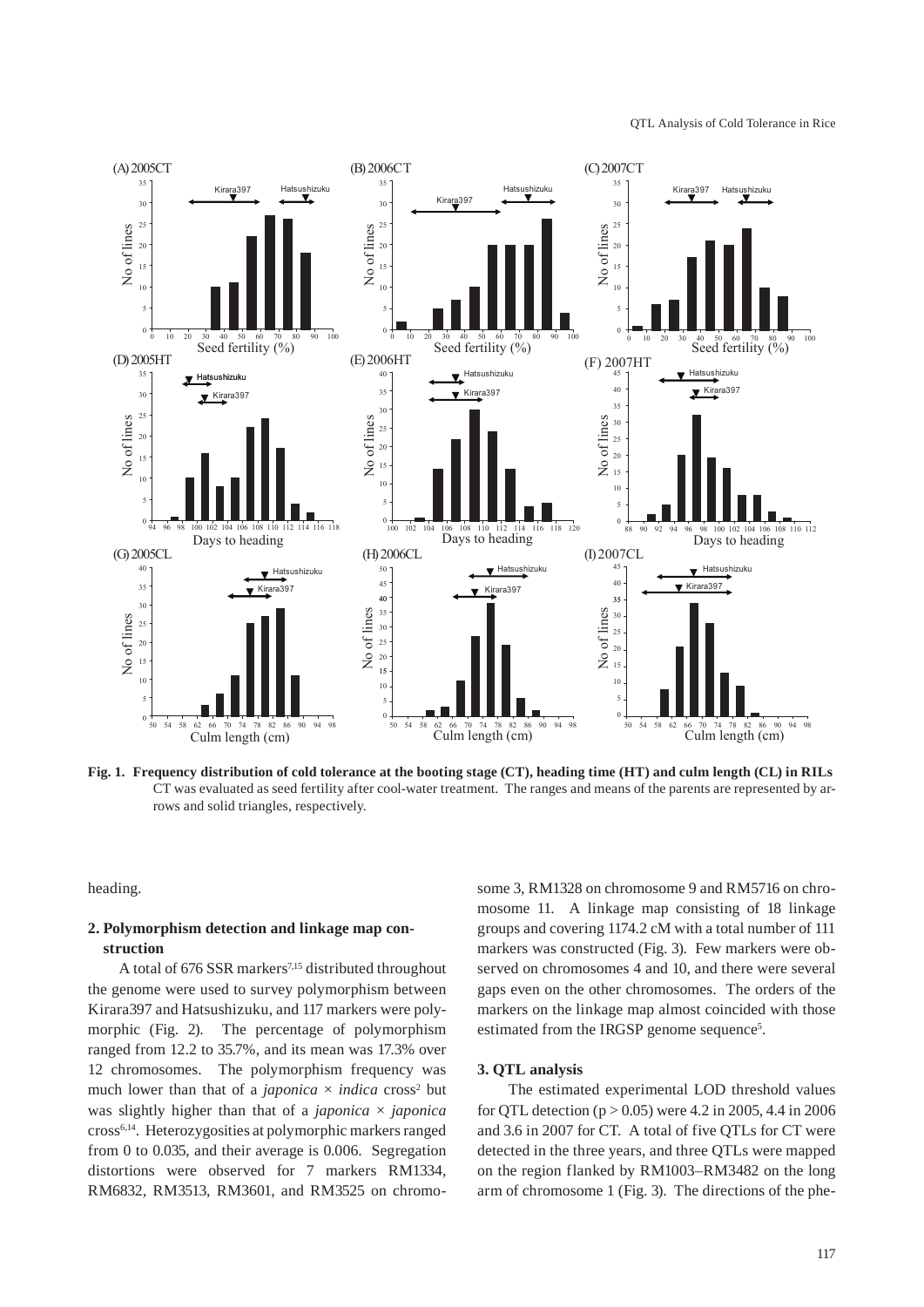**Fig. 1. Frequency distribution of cold tolerance at the booting stage (CT), heading time (HT) and culm length (CL) in RILs**
CT was evaluated as seed fertility after cool-water treatment. The ranges and means of the parents are represented by arrows and solid triangles, respectively.

heading.

### 2. Polymorphism detection and linkage map construction

A total of 676 SSR markers[7,15] distributed throughout the genome were used to survey polymorphism between Kirara397 and Hatsushizuku, and 117 markers were polymorphic (Fig. 2). The percentage of polymorphism ranged from 12.2 to 35.7%, and its mean was 17.3% over 12 chromosomes. The polymorphism frequency was much lower than that of a *japonica* × *indica* cross[2] but was slightly higher than that of a *japonica* × *japonica* cross[6,14]. Heterozygosities at polymorphic markers ranged from 0 to 0.035, and their average is 0.006. Segregation distortions were observed for 7 markers RM1334, RM6832, RM3513, RM3601, and RM3525 on chromosome 3, RM1328 on chromosome 9 and RM5716 on chromosome 11. A linkage map consisting of 18 linkage groups and covering 1174.2 cM with a total number of 111 markers was constructed (Fig. 3). Few markers were observed on chromosomes 4 and 10, and there were several gaps even on the other chromosomes. The orders of the markers on the linkage map almost coincided with those estimated from the IRGSP genome sequence[5].

### 3. QTL analysis

The estimated experimental LOD threshold values for QTL detection ($p > 0.05$) were 4.2 in 2005, 4.4 in 2006 and 3.6 in 2007 for CT. A total of five QTLs for CT were detected in the three years, and three QTLs were mapped on the region flanked by RM1003–RM3482 on the long arm of chromosome 1 (Fig. 3). The directions of the phe-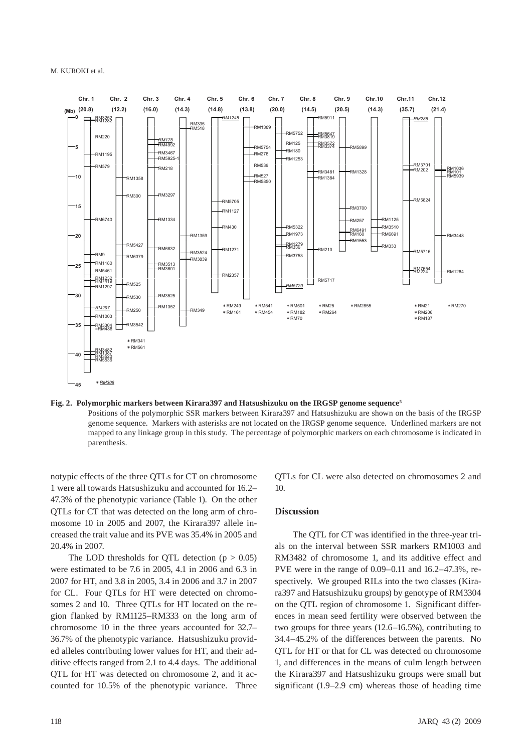**Fig. 2. Polymorphic markers between Kirara397 and Hatsushizuku on the IRGSP genome sequence[5]**

Positions of the polymorphic SSR markers between Kirara397 and Hatsushizuku are shown on the basis of the IRGSP genome sequence. Markers with asterisks are not located on the IRGSP genome sequence. Underlined markers are not mapped to any linkage group in this study. The percentage of polymorphic markers on each chromosome is indicated in parenthesis.

notypic effects of the three QTLs for CT on chromosome 1 were all towards Hatsushizuku and accounted for 16.2–47.3% of the phenotypic variance (Table 1). On the other QTLs for CT that was detected on the long arm of chromosome 10 in 2005 and 2007, the Kirara397 allele increased the trait value and its PVE was 35.4% in 2005 and 20.4% in 2007.

The LOD thresholds for QTL detection ($p > 0.05$) were estimated to be 7.6 in 2005, 4.1 in 2006 and 6.3 in 2007 for HT, and 3.8 in 2005, 3.4 in 2006 and 3.7 in 2007 for CL. Four QTLs for HT were detected on chromosomes 2 and 10. Three QTLs for HT located on the region flanked by RM1125–RM333 on the long arm of chromosome 10 in the three years accounted for 32.7–36.7% of the phenotypic variance. Hatsushizuku provided alleles contributing lower values for HT, and their additive effects ranged from 2.1 to 4.4 days. The additional QTL for HT was detected on chromosome 2, and it accounted for 10.5% of the phenotypic variance. Three QTLs for CL were also detected on chromosomes 2 and 10.

## Discussion

The QTL for CT was identified in the three-year trials on the interval between SSR markers RM1003 and RM3482 of chromosome 1, and its additive effect and PVE were in the range of 0.09–0.11 and 16.2–47.3%, respectively. We grouped RILs into the two classes (Kirara397 and Hatsushizuku groups) by genotype of RM3304 on the QTL region of chromosome 1. Significant differences in mean seed fertility were observed between the two groups for three years (12.6–16.5%), contributing to 34.4–45.2% of the differences between the parents. No QTL for HT or that for CL was detected on chromosome 1, and differences in the means of culm length between the Kirara397 and Hatsushizuku groups were small but significant (1.9–2.9 cm) whereas those of heading time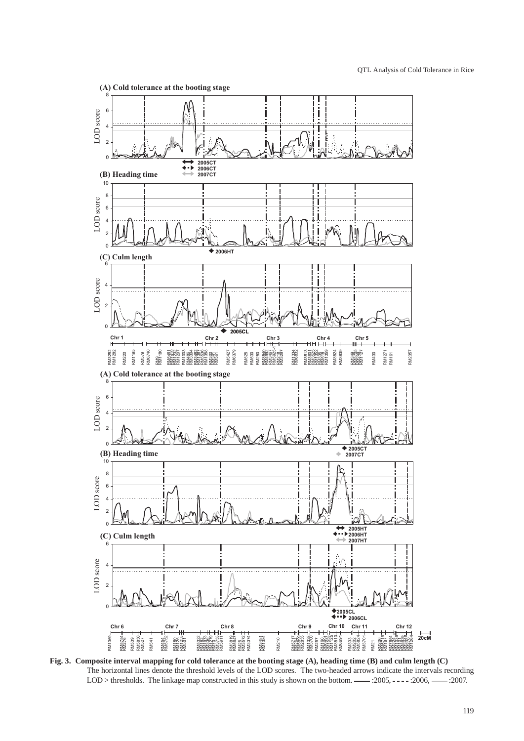**Fig. 3. Composite interval mapping for cold tolerance at the booting stage (A), heading time (B) and culm length (C)**

The horizontal lines denote the threshold levels of the LOD scores. The two-headed arrows indicate the intervals recording LOD > thresholds. The linkage map constructed in this study is shown on the bottom. ——— :2005, - - - - :2006, ——— :2007.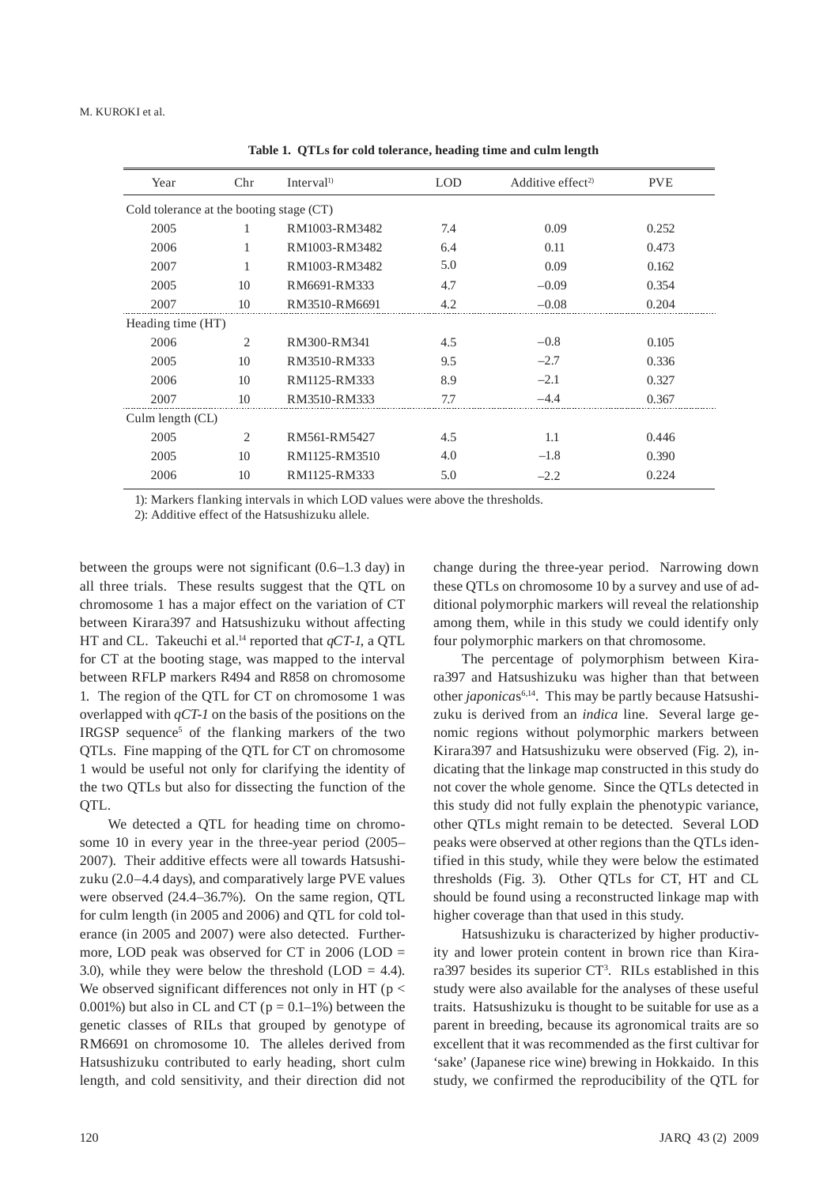**Table 1. QTLs for cold tolerance, heading time and culm length**

| Year | Chr | Interval[1)] | LOD | Additive effect[2)] | PVE |
|---|---|---|---|---|---|
| Cold tolerance at the booting stage (CT) | | | | | |
| 2005 | 1 | RM1003-RM3482 | 7.4 | 0.09 | 0.252 |
| 2006 | 1 | RM1003-RM3482 | 6.4 | 0.11 | 0.473 |
| 2007 | 1 | RM1003-RM3482 | 5.0 | 0.09 | 0.162 |
| 2005 | 10 | RM6691-RM333 | 4.7 | –0.09 | 0.354 |
| 2007 | 10 | RM3510-RM6691 | 4.2 | –0.08 | 0.204 |
| Heading time (HT) | | | | | |
| 2006 | 2 | RM300-RM341 | 4.5 | –0.8 | 0.105 |
| 2005 | 10 | RM3510-RM333 | 9.5 | –2.7 | 0.336 |
| 2006 | 10 | RM1125-RM333 | 8.9 | –2.1 | 0.327 |
| 2007 | 10 | RM3510-RM333 | 7.7 | –4.4 | 0.367 |
| Culm length (CL) | | | | | |
| 2005 | 2 | RM561-RM5427 | 4.5 | 1.1 | 0.446 |
| 2005 | 10 | RM1125-RM3510 | 4.0 | –1.8 | 0.390 |
| 2006 | 10 | RM1125-RM333 | 5.0 | –2.2 | 0.224 |

1): Markers flanking intervals in which LOD values were above the thresholds.
2): Additive effect of the Hatsushizuku allele.

between the groups were not significant (0.6–1.3 day) in all three trials. These results suggest that the QTL on chromosome 1 has a major effect on the variation of CT between Kirara397 and Hatsushizuku without affecting HT and CL. Takeuchi et al.[14] reported that *qCT-1*, a QTL for CT at the booting stage, was mapped to the interval between RFLP markers R494 and R858 on chromosome 1. The region of the QTL for CT on chromosome 1 was overlapped with *qCT-1* on the basis of the positions on the IRGSP sequence[5] of the flanking markers of the two QTLs. Fine mapping of the QTL for CT on chromosome 1 would be useful not only for clarifying the identity of the two QTLs but also for dissecting the function of the QTL.

We detected a QTL for heading time on chromosome 10 in every year in the three-year period (2005–2007). Their additive effects were all towards Hatsushizuku (2.0–4.4 days), and comparatively large PVE values were observed (24.4–36.7%). On the same region, QTL for culm length (in 2005 and 2006) and QTL for cold tolerance (in 2005 and 2007) were also detected. Furthermore, LOD peak was observed for CT in 2006 (LOD = 3.0), while they were below the threshold (LOD = 4.4). We observed significant differences not only in HT ($p <$ 0.001%) but also in CL and CT ($p = 0.1$–1%) between the genetic classes of RILs that grouped by genotype of RM6691 on chromosome 10. The alleles derived from Hatsushizuku contributed to early heading, short culm length, and cold sensitivity, and their direction did not change during the three-year period. Narrowing down these QTLs on chromosome 10 by a survey and use of additional polymorphic markers will reveal the relationship among them, while in this study we could identify only four polymorphic markers on that chromosome.

The percentage of polymorphism between Kirara397 and Hatsushizuku was higher than that between other *japonica*s[6,14]. This may be partly because Hatsushizuku is derived from an *indica* line. Several large genomic regions without polymorphic markers between Kirara397 and Hatsushizuku were observed (Fig. 2), indicating that the linkage map constructed in this study do not cover the whole genome. Since the QTLs detected in this study did not fully explain the phenotypic variance, other QTLs might remain to be detected. Several LOD peaks were observed at other regions than the QTLs identified in this study, while they were below the estimated thresholds (Fig. 3). Other QTLs for CT, HT and CL should be found using a reconstructed linkage map with higher coverage than that used in this study.

Hatsushizuku is characterized by higher productivity and lower protein content in brown rice than Kirara397 besides its superior CT[3]. RILs established in this study were also available for the analyses of these useful traits. Hatsushizuku is thought to be suitable for use as a parent in breeding, because its agronomical traits are so excellent that it was recommended as the first cultivar for 'sake' (Japanese rice wine) brewing in Hokkaido. In this study, we confirmed the reproducibility of the QTL for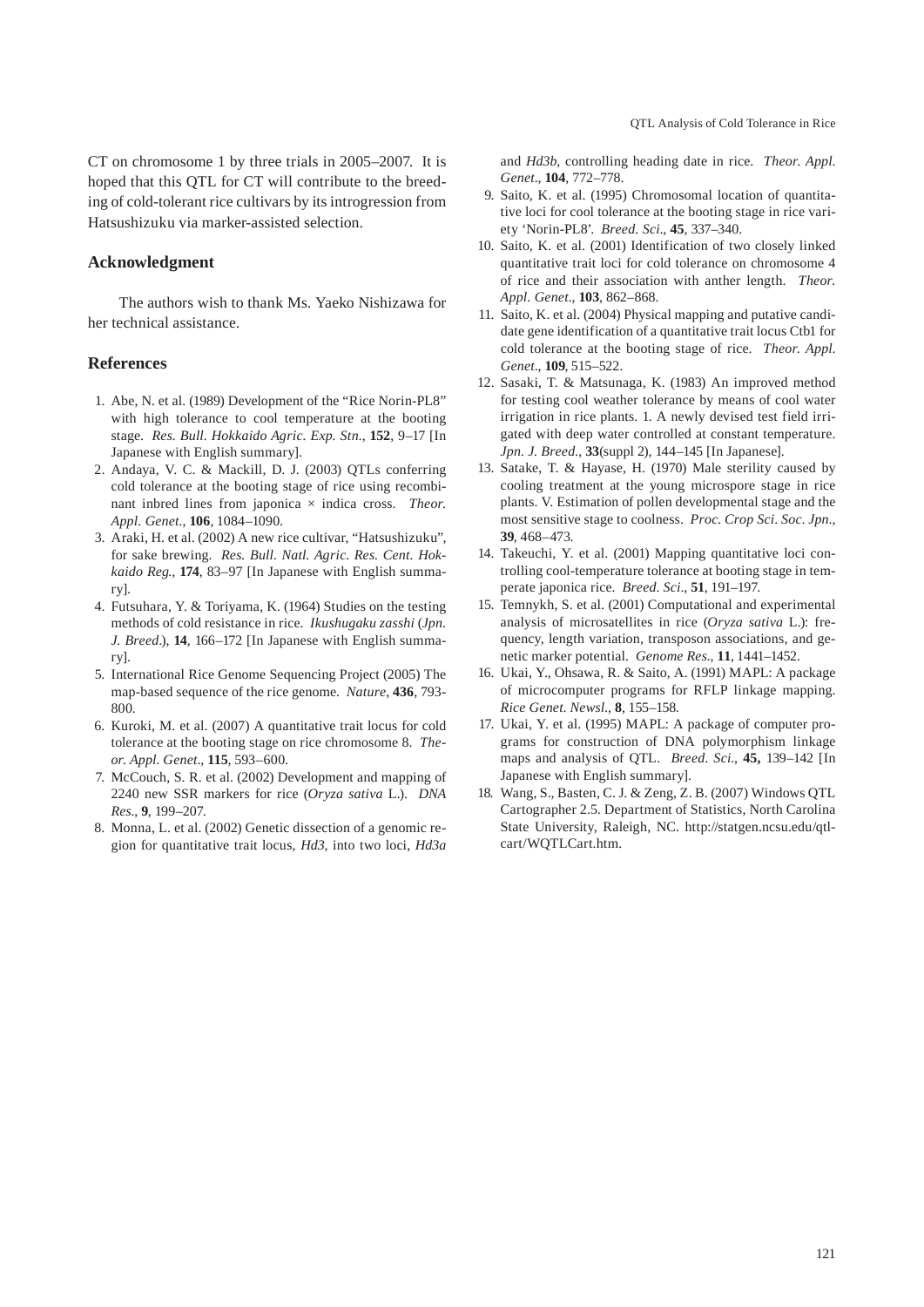CT on chromosome 1 by three trials in 2005–2007. It is hoped that this QTL for CT will contribute to the breeding of cold-tolerant rice cultivars by its introgression from Hatsushizuku via marker-assisted selection.

## Acknowledgment

The authors wish to thank Ms. Yaeko Nishizawa for her technical assistance.

## References

1. Abe, N. et al. (1989) Development of the "Rice Norin-PL8" with high tolerance to cool temperature at the booting stage. *Res. Bull. Hokkaido Agric. Exp. Stn.*, **152**, 9–17 [In Japanese with English summary].
2. Andaya, V. C. & Mackill, D. J. (2003) QTLs conferring cold tolerance at the booting stage of rice using recombinant inbred lines from japonica × indica cross. *Theor. Appl. Genet.*, **106**, 1084–1090.
3. Araki, H. et al. (2002) A new rice cultivar, "Hatsushizuku", for sake brewing. *Res. Bull. Natl. Agric. Res. Cent. Hokkaido Reg.*, **174**, 83–97 [In Japanese with English summary].
4. Futsuhara, Y. & Toriyama, K. (1964) Studies on the testing methods of cold resistance in rice. *Ikushugaku zasshi* (*Jpn. J. Breed*.), **14**, 166–172 [In Japanese with English summary].
5. International Rice Genome Sequencing Project (2005) The map-based sequence of the rice genome. *Nature*, **436**, 793-800.
6. Kuroki, M. et al. (2007) A quantitative trait locus for cold tolerance at the booting stage on rice chromosome 8. *Theor. Appl. Genet*., **115**, 593–600.
7. McCouch, S. R. et al. (2002) Development and mapping of 2240 new SSR markers for rice (*Oryza sativa* L.). *DNA Res*., **9**, 199–207.
8. Monna, L. et al. (2002) Genetic dissection of a genomic region for quantitative trait locus, *Hd3*, into two loci, *Hd3a* and *Hd3b*, controlling heading date in rice. *Theor. Appl. Genet*., **104**, 772–778.
9. Saito, K. et al. (1995) Chromosomal location of quantitative loci for cool tolerance at the booting stage in rice variety 'Norin-PL8'. *Breed. Sci*., **45**, 337–340.
10. Saito, K. et al. (2001) Identification of two closely linked quantitative trait loci for cold tolerance on chromosome 4 of rice and their association with anther length. *Theor. Appl. Genet*., **103**, 862–868.
11. Saito, K. et al. (2004) Physical mapping and putative candidate gene identification of a quantitative trait locus Ctb1 for cold tolerance at the booting stage of rice. *Theor. Appl. Genet*., **109**, 515–522.
12. Sasaki, T. & Matsunaga, K. (1983) An improved method for testing cool weather tolerance by means of cool water irrigation in rice plants. 1. A newly devised test field irrigated with deep water controlled at constant temperature. *Jpn. J. Breed*., **33**(suppl 2), 144–145 [In Japanese].
13. Satake, T. & Hayase, H. (1970) Male sterility caused by cooling treatment at the young microspore stage in rice plants. V. Estimation of pollen developmental stage and the most sensitive stage to coolness. *Proc. Crop Sci. Soc. Jpn*., **39**, 468–473.
14. Takeuchi, Y. et al. (2001) Mapping quantitative loci controlling cool-temperature tolerance at booting stage in temperate japonica rice. *Breed. Sci*., **51**, 191–197.
15. Temnykh, S. et al. (2001) Computational and experimental analysis of microsatellites in rice (*Oryza sativa* L.): frequency, length variation, transposon associations, and genetic marker potential. *Genome Res*., **11**, 1441–1452.
16. Ukai, Y., Ohsawa, R. & Saito, A. (1991) MAPL: A package of microcomputer programs for RFLP linkage mapping. *Rice Genet. Newsl*., **8**, 155–158.
17. Ukai, Y. et al. (1995) MAPL: A package of computer programs for construction of DNA polymorphism linkage maps and analysis of QTL. *Breed. Sci*., **45,** 139–142 [In Japanese with English summary].
18. Wang, S., Basten, C. J. & Zeng, Z. B. (2007) Windows QTL Cartographer 2.5. Department of Statistics, North Carolina State University, Raleigh, NC. http://statgen.ncsu.edu/qtlcart/WQTLCart.htm.